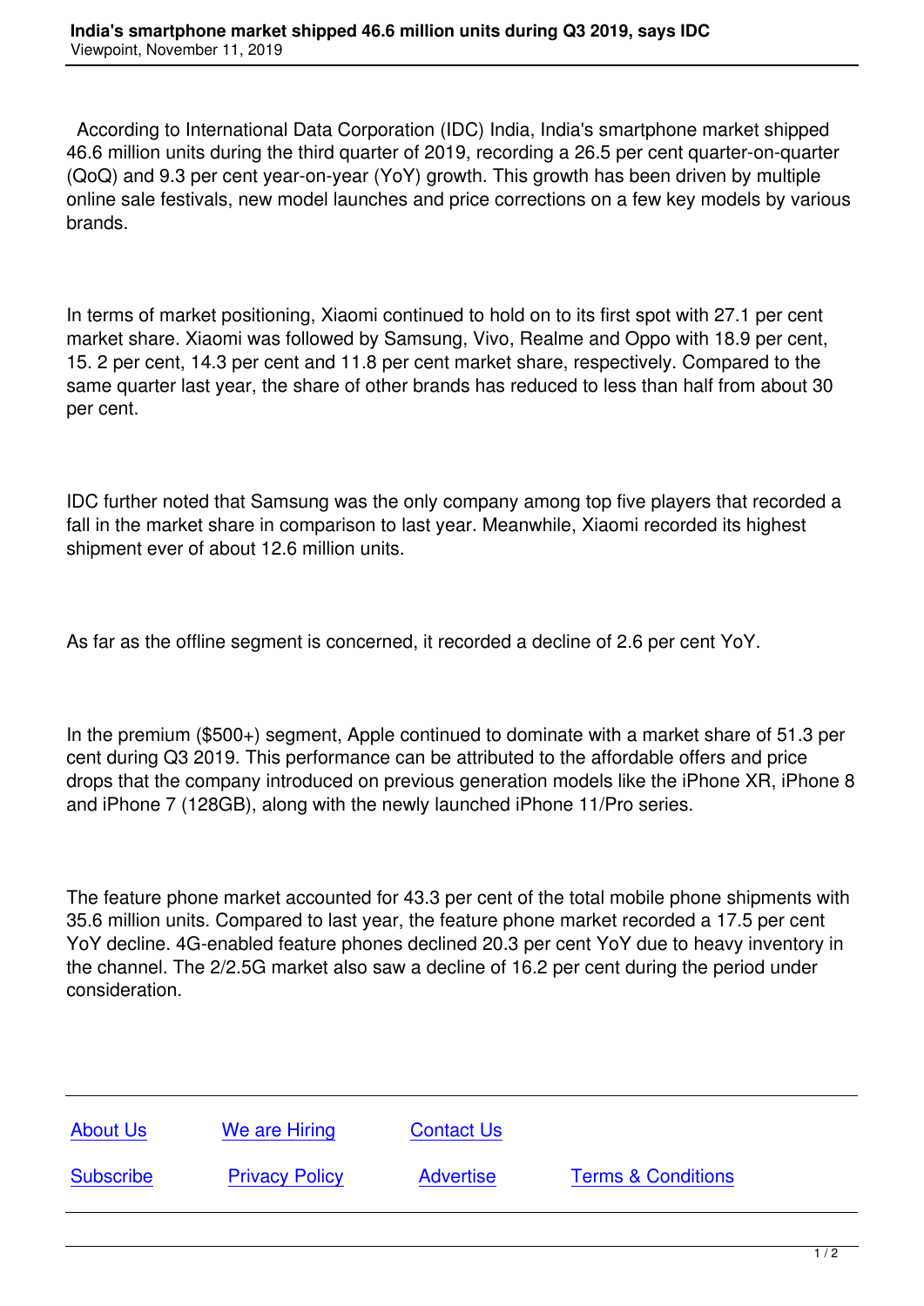According to International Data Corporation (IDC) India, India's smartphone market shipped 46.6 million units during the third quarter of 2019, recording a 26.5 per cent quarter-on-quarter (QoQ) and 9.3 per cent year-on-year (YoY) growth. This growth has been driven by multiple online sale festivals, new model launches and price corrections on a few key models by various brands.

In terms of market positioning, Xiaomi continued to hold on to its first spot with 27.1 per cent market share. Xiaomi was followed by Samsung, Vivo, Realme and Oppo with 18.9 per cent, 15. 2 per cent, 14.3 per cent and 11.8 per cent market share, respectively. Compared to the same quarter last year, the share of other brands has reduced to less than half from about 30 per cent.

IDC further noted that Samsung was the only company among top five players that recorded a fall in the market share in comparison to last year. Meanwhile, Xiaomi recorded its highest shipment ever of about 12.6 million units.

As far as the offline segment is concerned, it recorded a decline of 2.6 per cent YoY.

In the premium ($500+) segment, Apple continued to dominate with a market share of 51.3 per cent during Q3 2019. This performance can be attributed to the affordable offers and price drops that the company introduced on previous generation models like the iPhone XR, iPhone 8 and iPhone 7 (128GB), along with the newly launched iPhone 11/Pro series.

The feature phone market accounted for 43.3 per cent of the total mobile phone shipments with 35.6 million units. Compared to last year, the feature phone market recorded a 17.5 per cent YoY decline. 4G-enabled feature phones declined 20.3 per cent YoY due to heavy inventory in the channel. The 2/2.5G market also saw a decline of 16.2 per cent during the period under consideration.

About Us | We are Hiring | Contact Us

Subscribe | Privacy Policy | Advertise | Terms & Conditions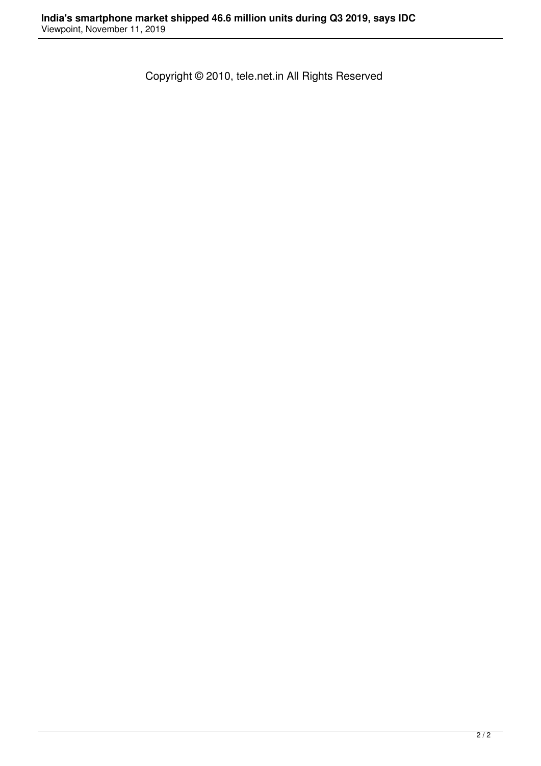Copyright © 2010, tele.net.in All Rights Reserved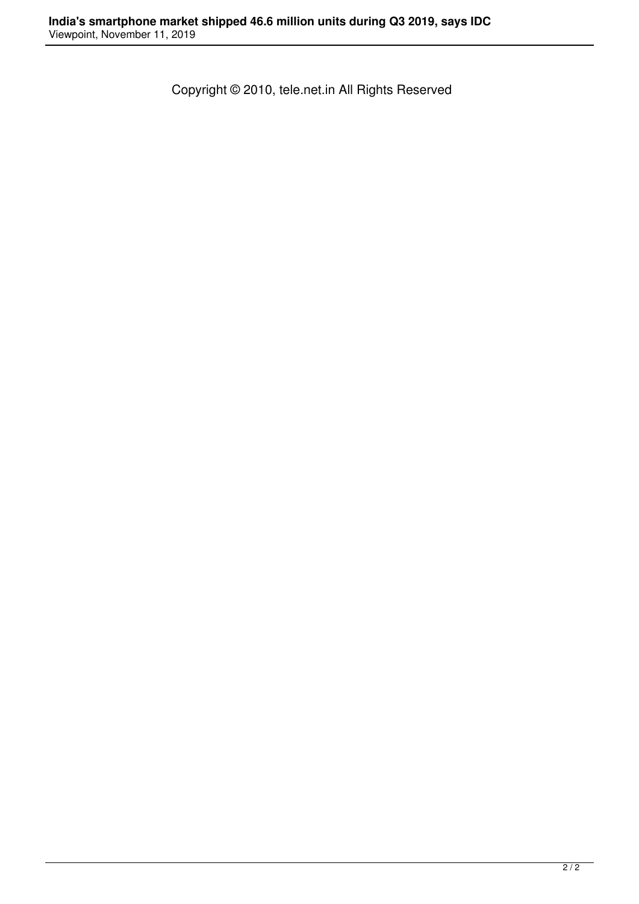Copyright © 2010, tele.net.in All Rights Reserved